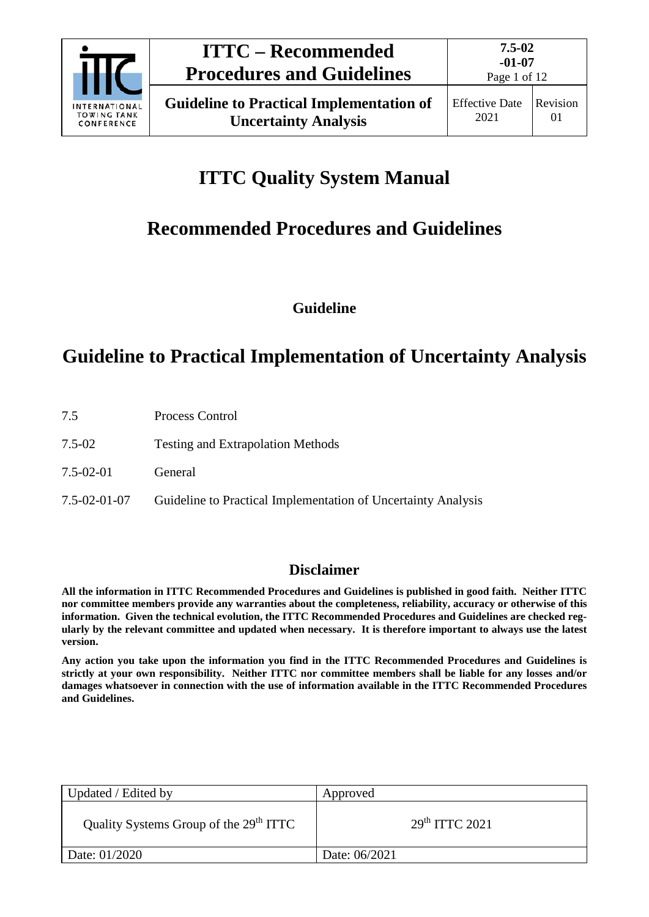# ITTC Quality System Manual

## Recommended Procedures and Guidelines

**Guideline**

# Guideline to Practical Implementation of Uncertainty Analysis

| | |
|---|---|
| 7.5 | Process Control |
| 7.5-02 | Testing and Extrapolation Methods |
| 7.5-02-01 | General |
| 7.5-02-01-07 | Guideline to Practical Implementation of Uncertainty Analysis |

## Disclaimer

**All the information in ITTC Recommended Procedures and Guidelines is published in good faith. Neither ITTC nor committee members provide any warranties about the completeness, reliability, accuracy or otherwise of this information. Given the technical evolution, the ITTC Recommended Procedures and Guidelines are checked regularly by the relevant committee and updated when necessary. It is therefore important to always use the latest version.**

**Any action you take upon the information you find in the ITTC Recommended Procedures and Guidelines is strictly at your own responsibility. Neither ITTC nor committee members shall be liable for any losses and/or damages whatsoever in connection with the use of information available in the ITTC Recommended Procedures and Guidelines.**

| Updated / Edited by | Approved |
|---|---|
| Quality Systems Group of the 29th ITTC | 29th ITTC 2021 |
| Date: 01/2020 | Date: 06/2021 |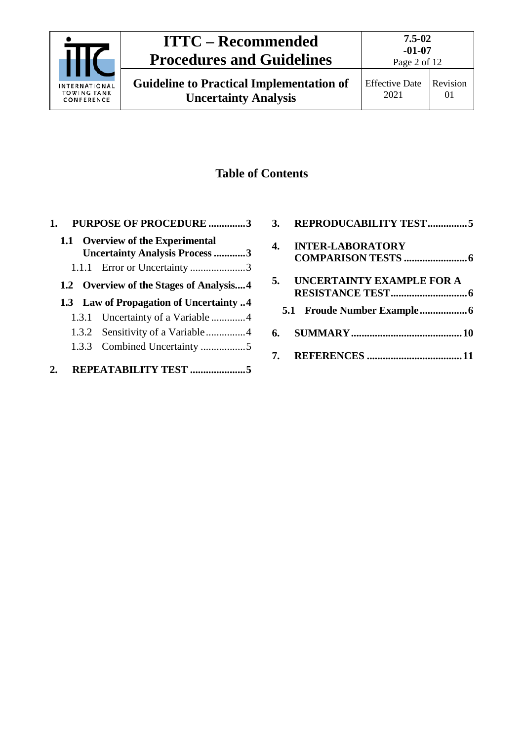## Table of Contents

1. **PURPOSE OF PROCEDURE .............3**
   - **1.1 Overview of the Experimental Uncertainty Analysis Process ............3**
     - 1.1.1 Error or Uncertainty .....................3
   - **1.2 Overview of the Stages of Analysis....4**
   - **1.3 Law of Propagation of Uncertainty ..4**
     - 1.3.1 Uncertainty of a Variable .............4
     - 1.3.2 Sensitivity of a Variable...............4
     - 1.3.3 Combined Uncertainty .................5
2. **REPEATABILITY TEST .....................5**
3. **REPRODUCABILITY TEST...............5**
4. **INTER-LABORATORY COMPARISON TESTS ........................6**
5. **UNCERTAINTY EXAMPLE FOR A RESISTANCE TEST.............................6**
   - **5.1 Froude Number Example..................6**
6. **SUMMARY..........................................10**
7. **REFERENCES ....................................11**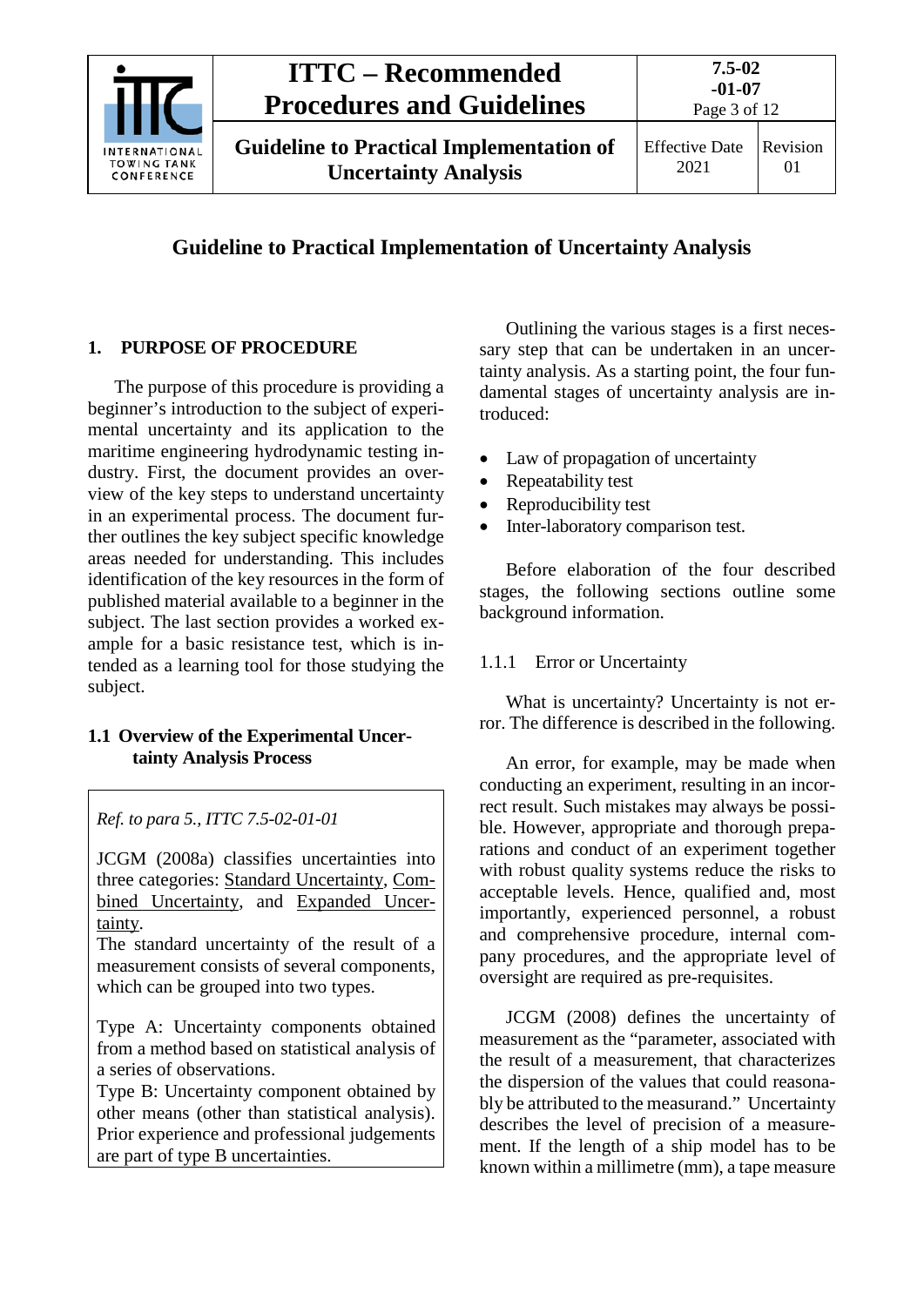# Guideline to Practical Implementation of Uncertainty Analysis

## 1. PURPOSE OF PROCEDURE

The purpose of this procedure is providing a beginner's introduction to the subject of experimental uncertainty and its application to the maritime engineering hydrodynamic testing industry. First, the document provides an overview of the key steps to understand uncertainty in an experimental process. The document further outlines the key subject specific knowledge areas needed for understanding. This includes identification of the key resources in the form of published material available to a beginner in the subject. The last section provides a worked example for a basic resistance test, which is intended as a learning tool for those studying the subject.

### 1.1 Overview of the Experimental Uncertainty Analysis Process

> *Ref. to para 5., ITTC 7.5-02-01-01*
>
> JCGM (2008a) classifies uncertainties into three categories: Standard Uncertainty, Combined Uncertainty, and Expanded Uncertainty.
> The standard uncertainty of the result of a measurement consists of several components, which can be grouped into two types.
>
> Type A: Uncertainty components obtained from a method based on statistical analysis of a series of observations.
> Type B: Uncertainty component obtained by other means (other than statistical analysis). Prior experience and professional judgements are part of type B uncertainties.

Outlining the various stages is a first necessary step that can be undertaken in an uncertainty analysis. As a starting point, the four fundamental stages of uncertainty analysis are introduced:

- Law of propagation of uncertainty
- Repeatability test
- Reproducibility test
- Inter-laboratory comparison test.

Before elaboration of the four described stages, the following sections outline some background information.

#### 1.1.1 Error or Uncertainty

What is uncertainty? Uncertainty is not error. The difference is described in the following.

An error, for example, may be made when conducting an experiment, resulting in an incorrect result. Such mistakes may always be possible. However, appropriate and thorough preparations and conduct of an experiment together with robust quality systems reduce the risks to acceptable levels. Hence, qualified and, most importantly, experienced personnel, a robust and comprehensive procedure, internal company procedures, and the appropriate level of oversight are required as pre-requisites.

JCGM (2008) defines the uncertainty of measurement as the "parameter, associated with the result of a measurement, that characterizes the dispersion of the values that could reasonably be attributed to the measurand." Uncertainty describes the level of precision of a measurement. If the length of a ship model has to be known within a millimetre (mm), a tape measure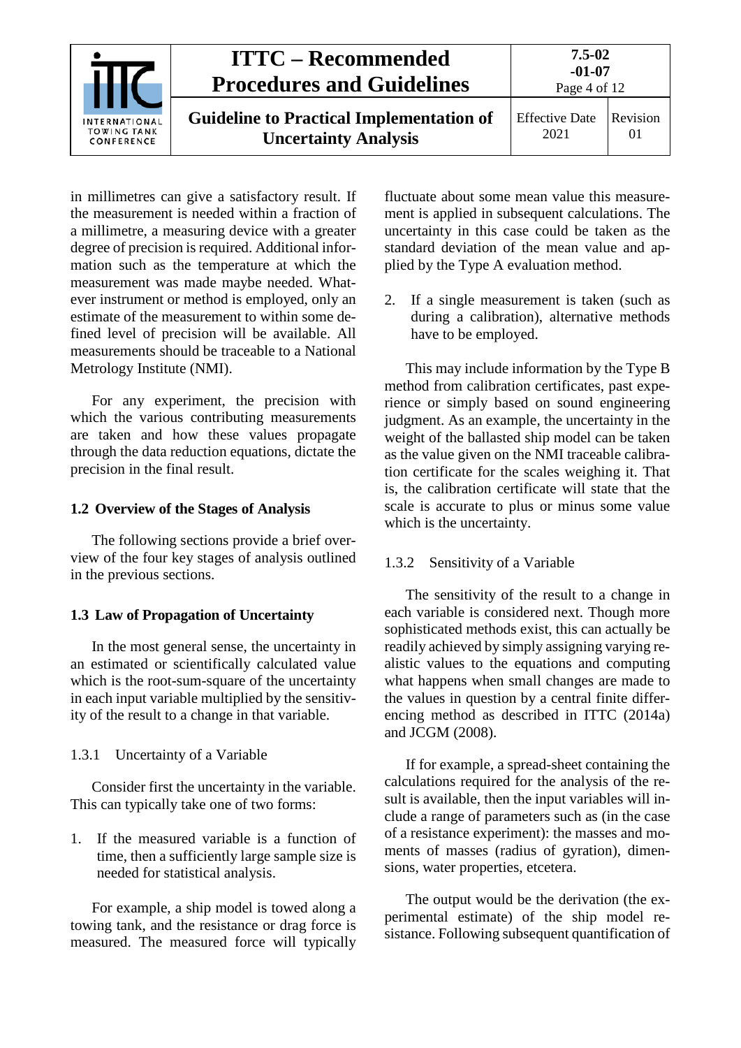in millimetres can give a satisfactory result. If the measurement is needed within a fraction of a millimetre, a measuring device with a greater degree of precision is required. Additional information such as the temperature at which the measurement was made maybe needed. Whatever instrument or method is employed, only an estimate of the measurement to within some defined level of precision will be available. All measurements should be traceable to a National Metrology Institute (NMI).

For any experiment, the precision with which the various contributing measurements are taken and how these values propagate through the data reduction equations, dictate the precision in the final result.

## 1.2 Overview of the Stages of Analysis

The following sections provide a brief overview of the four key stages of analysis outlined in the previous sections.

## 1.3 Law of Propagation of Uncertainty

In the most general sense, the uncertainty in an estimated or scientifically calculated value which is the root-sum-square of the uncertainty in each input variable multiplied by the sensitivity of the result to a change in that variable.

### 1.3.1 Uncertainty of a Variable

Consider first the uncertainty in the variable. This can typically take one of two forms:

1. If the measured variable is a function of time, then a sufficiently large sample size is needed for statistical analysis.

For example, a ship model is towed along a towing tank, and the resistance or drag force is measured. The measured force will typically fluctuate about some mean value this measurement is applied in subsequent calculations. The uncertainty in this case could be taken as the standard deviation of the mean value and applied by the Type A evaluation method.

2. If a single measurement is taken (such as during a calibration), alternative methods have to be employed.

This may include information by the Type B method from calibration certificates, past experience or simply based on sound engineering judgment. As an example, the uncertainty in the weight of the ballasted ship model can be taken as the value given on the NMI traceable calibration certificate for the scales weighing it. That is, the calibration certificate will state that the scale is accurate to plus or minus some value which is the uncertainty.

### 1.3.2 Sensitivity of a Variable

The sensitivity of the result to a change in each variable is considered next. Though more sophisticated methods exist, this can actually be readily achieved by simply assigning varying realistic values to the equations and computing what happens when small changes are made to the values in question by a central finite differencing method as described in ITTC (2014a) and JCGM (2008).

If for example, a spread-sheet containing the calculations required for the analysis of the result is available, then the input variables will include a range of parameters such as (in the case of a resistance experiment): the masses and moments of masses (radius of gyration), dimensions, water properties, etcetera.

The output would be the derivation (the experimental estimate) of the ship model resistance. Following subsequent quantification of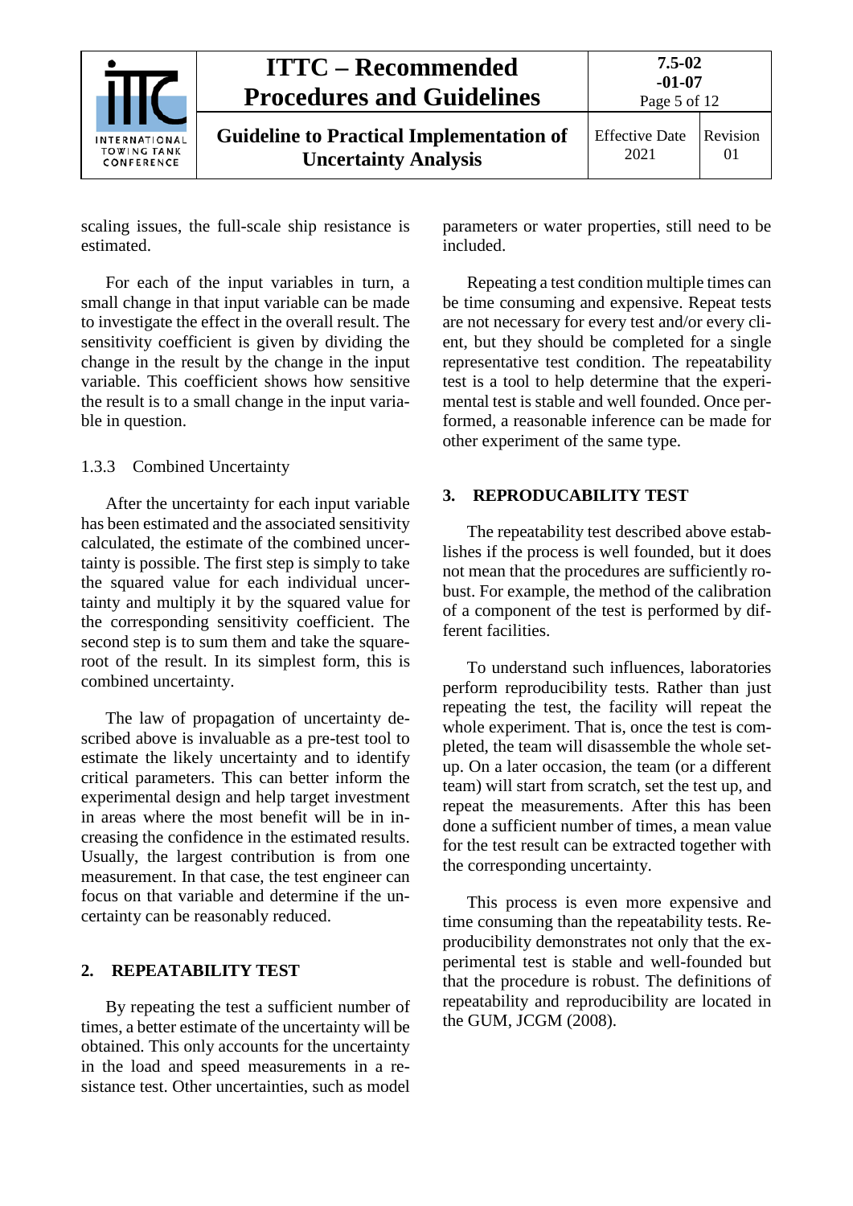scaling issues, the full-scale ship resistance is estimated.

For each of the input variables in turn, a small change in that input variable can be made to investigate the effect in the overall result. The sensitivity coefficient is given by dividing the change in the result by the change in the input variable. This coefficient shows how sensitive the result is to a small change in the input variable in question.

### 1.3.3 Combined Uncertainty

After the uncertainty for each input variable has been estimated and the associated sensitivity calculated, the estimate of the combined uncertainty is possible. The first step is simply to take the squared value for each individual uncertainty and multiply it by the squared value for the corresponding sensitivity coefficient. The second step is to sum them and take the square-root of the result. In its simplest form, this is combined uncertainty.

The law of propagation of uncertainty described above is invaluable as a pre-test tool to estimate the likely uncertainty and to identify critical parameters. This can better inform the experimental design and help target investment in areas where the most benefit will be in increasing the confidence in the estimated results. Usually, the largest contribution is from one measurement. In that case, the test engineer can focus on that variable and determine if the uncertainty can be reasonably reduced.

## 2. REPEATABILITY TEST

By repeating the test a sufficient number of times, a better estimate of the uncertainty will be obtained. This only accounts for the uncertainty in the load and speed measurements in a resistance test. Other uncertainties, such as model parameters or water properties, still need to be included.

Repeating a test condition multiple times can be time consuming and expensive. Repeat tests are not necessary for every test and/or every client, but they should be completed for a single representative test condition. The repeatability test is a tool to help determine that the experimental test is stable and well founded. Once performed, a reasonable inference can be made for other experiment of the same type.

## 3. REPRODUCABILITY TEST

The repeatability test described above establishes if the process is well founded, but it does not mean that the procedures are sufficiently robust. For example, the method of the calibration of a component of the test is performed by different facilities.

To understand such influences, laboratories perform reproducibility tests. Rather than just repeating the test, the facility will repeat the whole experiment. That is, once the test is completed, the team will disassemble the whole setup. On a later occasion, the team (or a different team) will start from scratch, set the test up, and repeat the measurements. After this has been done a sufficient number of times, a mean value for the test result can be extracted together with the corresponding uncertainty.

This process is even more expensive and time consuming than the repeatability tests. Reproducibility demonstrates not only that the experimental test is stable and well-founded but that the procedure is robust. The definitions of repeatability and reproducibility are located in the GUM, JCGM (2008).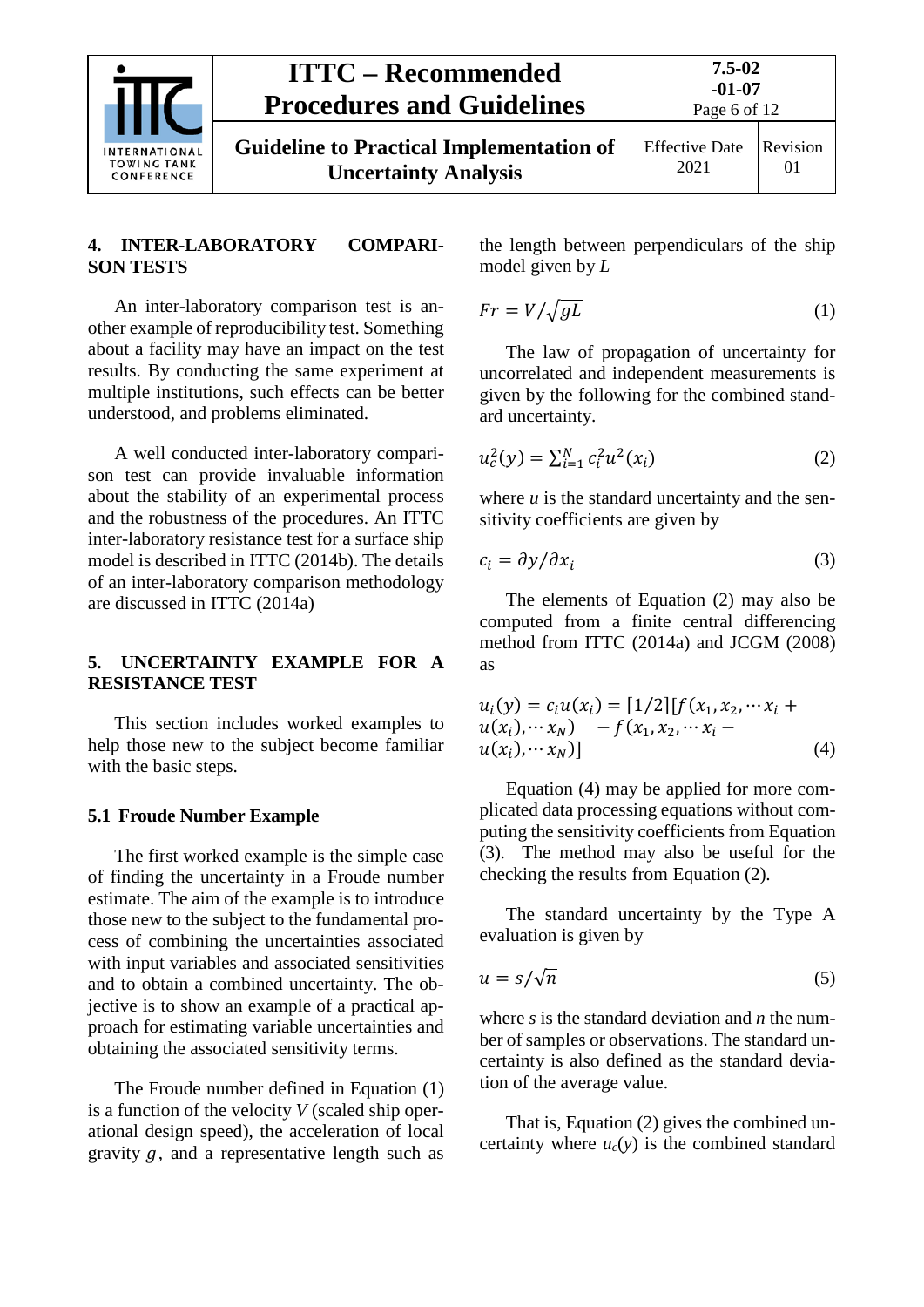## 4. INTER-LABORATORY COMPARISON TESTS

An inter-laboratory comparison test is another example of reproducibility test. Something about a facility may have an impact on the test results. By conducting the same experiment at multiple institutions, such effects can be better understood, and problems eliminated.

A well conducted inter-laboratory comparison test can provide invaluable information about the stability of an experimental process and the robustness of the procedures. An ITTC inter-laboratory resistance test for a surface ship model is described in ITTC (2014b). The details of an inter-laboratory comparison methodology are discussed in ITTC (2014a)

## 5. UNCERTAINTY EXAMPLE FOR A RESISTANCE TEST

This section includes worked examples to help those new to the subject become familiar with the basic steps.

### 5.1 Froude Number Example

The first worked example is the simple case of finding the uncertainty in a Froude number estimate. The aim of the example is to introduce those new to the subject to the fundamental process of combining the uncertainties associated with input variables and associated sensitivities and to obtain a combined uncertainty. The objective is to show an example of a practical approach for estimating variable uncertainties and obtaining the associated sensitivity terms.

The Froude number defined in Equation (1) is a function of the velocity $V$ (scaled ship operational design speed), the acceleration of local gravity $g$, and a representative length such as the length between perpendiculars of the ship model given by $L$

$$Fr = V/\sqrt{gL} \tag{1}$$

The law of propagation of uncertainty for uncorrelated and independent measurements is given by the following for the combined standard uncertainty.

$$u_c^2(y) = \sum_{i=1}^{N} c_i^2 u^2(x_i) \tag{2}$$

where $u$ is the standard uncertainty and the sensitivity coefficients are given by

$$c_i = \partial y/\partial x_i \tag{3}$$

The elements of Equation (2) may also be computed from a finite central differencing method from ITTC (2014a) and JCGM (2008) as

$$u_i(y) = c_i u(x_i) = [1/2][f(x_1, x_2, \cdots x_i + u(x_i), \cdots x_N) \quad - f(x_1, x_2, \cdots x_i - u(x_i), \cdots x_N)] \tag{4}$$

Equation (4) may be applied for more complicated data processing equations without computing the sensitivity coefficients from Equation (3). The method may also be useful for the checking the results from Equation (2).

The standard uncertainty by the Type A evaluation is given by

$$u = s/\sqrt{n} \tag{5}$$

where $s$ is the standard deviation and $n$ the number of samples or observations. The standard uncertainty is also defined as the standard deviation of the average value.

That is, Equation (2) gives the combined uncertainty where $u_c(y)$ is the combined standard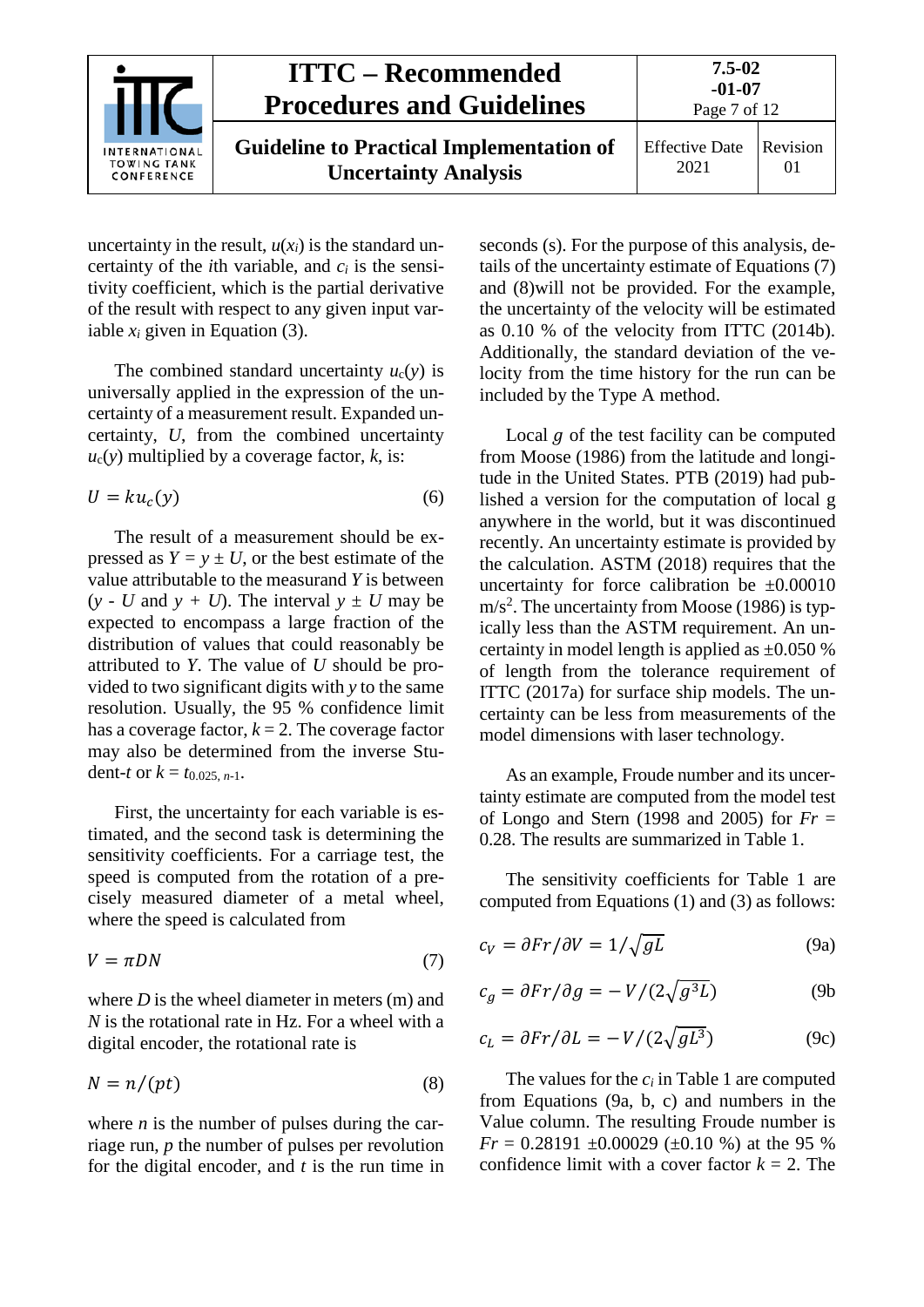uncertainty in the result, $u(x_i)$ is the standard uncertainty of the $i$th variable, and $c_i$ is the sensitivity coefficient, which is the partial derivative of the result with respect to any given input variable $x_i$ given in Equation (3).

The combined standard uncertainty $u_c(y)$ is universally applied in the expression of the uncertainty of a measurement result. Expanded uncertainty, $U$, from the combined uncertainty $u_c(y)$ multiplied by a coverage factor, $k$, is:

$$U = ku_c(y) \tag{6}$$

The result of a measurement should be expressed as $Y = y \pm U$, or the best estimate of the value attributable to the measurand $Y$ is between ($y$ - $U$ and $y$ + $U$). The interval $y \pm U$ may be expected to encompass a large fraction of the distribution of values that could reasonably be attributed to $Y$. The value of $U$ should be provided to two significant digits with $y$ to the same resolution. Usually, the 95 % confidence limit has a coverage factor, $k = 2$. The coverage factor may also be determined from the inverse Student-$t$ or $k = t_{0.025,\, n\text{-}1}$.

First, the uncertainty for each variable is estimated, and the second task is determining the sensitivity coefficients. For a carriage test, the speed is computed from the rotation of a precisely measured diameter of a metal wheel, where the speed is calculated from

$$V = \pi DN \tag{7}$$

where $D$ is the wheel diameter in meters (m) and $N$ is the rotational rate in Hz. For a wheel with a digital encoder, the rotational rate is

$$N = n/(pt) \tag{8}$$

where $n$ is the number of pulses during the carriage run, $p$ the number of pulses per revolution for the digital encoder, and $t$ is the run time in seconds (s). For the purpose of this analysis, details of the uncertainty estimate of Equations (7) and (8)will not be provided. For the example, the uncertainty of the velocity will be estimated as 0.10 % of the velocity from ITTC (2014b). Additionally, the standard deviation of the velocity from the time history for the run can be included by the Type A method.

Local $g$ of the test facility can be computed from Moose (1986) from the latitude and longitude in the United States. PTB (2019) had published a version for the computation of local g anywhere in the world, but it was discontinued recently. An uncertainty estimate is provided by the calculation. ASTM (2018) requires that the uncertainty for force calibration be ±0.00010 m/s$^2$. The uncertainty from Moose (1986) is typically less than the ASTM requirement. An uncertainty in model length is applied as ±0.050 % of length from the tolerance requirement of ITTC (2017a) for surface ship models. The uncertainty can be less from measurements of the model dimensions with laser technology.

As an example, Froude number and its uncertainty estimate are computed from the model test of Longo and Stern (1998 and 2005) for $Fr$ = 0.28. The results are summarized in Table 1.

The sensitivity coefficients for Table 1 are computed from Equations (1) and (3) as follows:

$$c_V = \partial Fr/\partial V = 1/\sqrt{gL} \tag{9a}$$

$$c_g = \partial Fr/\partial g = -V/(2\sqrt{g^3L}) \tag{9b}$$

$$c_L = \partial Fr/\partial L = -V/(2\sqrt{gL^3}) \tag{9c}$$

The values for the $c_i$ in Table 1 are computed from Equations (9a, b, c) and numbers in the Value column. The resulting Froude number is $Fr$ = 0.28191 ±0.00029 (±0.10 %) at the 95 % confidence limit with a cover factor $k$ = 2. The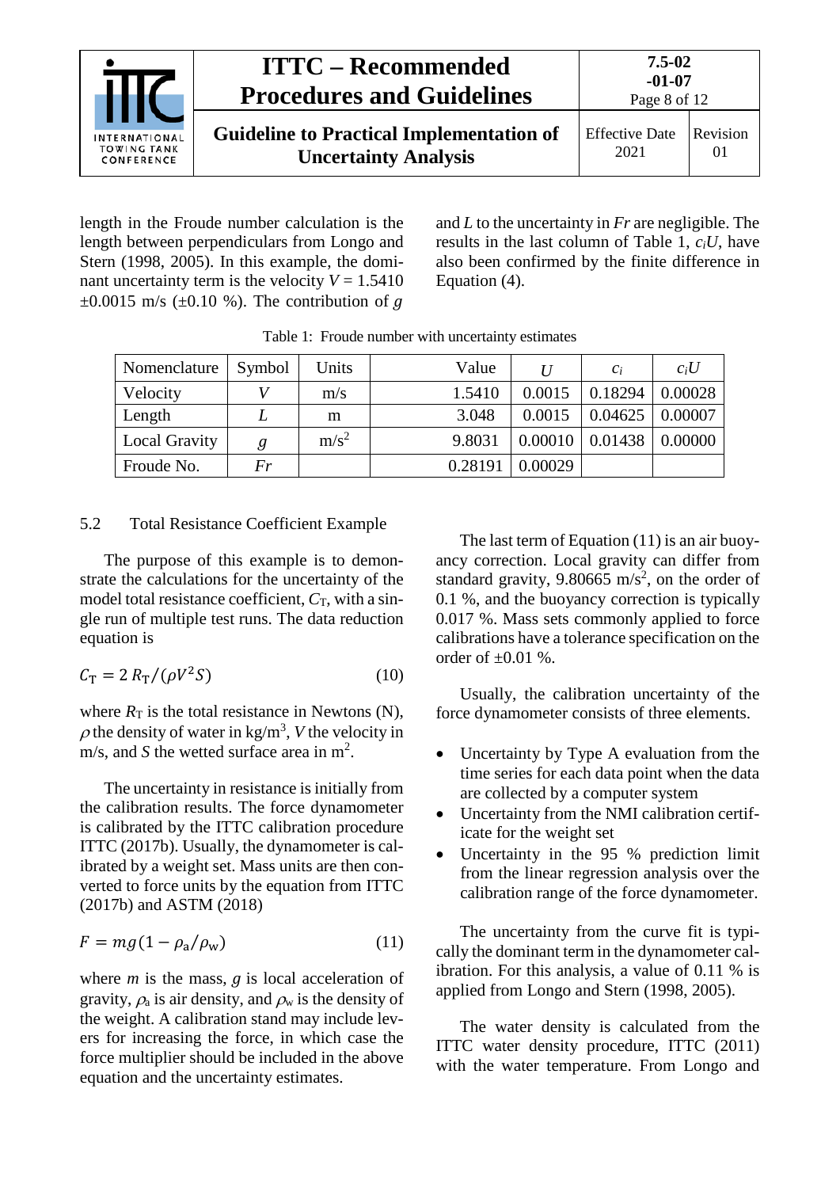length in the Froude number calculation is the length between perpendiculars from Longo and Stern (1998, 2005). In this example, the dominant uncertainty term is the velocity $V$ = 1.5410 ±0.0015 m/s (±0.10 %). The contribution of $g$ and $L$ to the uncertainty in $Fr$ are negligible. The results in the last column of Table 1, $c_iU$, have also been confirmed by the finite difference in Equation (4).

Table 1: Froude number with uncertainty estimates

| Nomenclature | Symbol | Units | Value | $U$ | $c_i$ | $c_iU$ |
|---|---|---|---|---|---|---|
| Velocity | $V$ | m/s | 1.5410 | 0.0015 | 0.18294 | 0.00028 |
| Length | $L$ | m | 3.048 | 0.0015 | 0.04625 | 0.00007 |
| Local Gravity | $g$ | m/s$^2$ | 9.8031 | 0.00010 | 0.01438 | 0.00000 |
| Froude No. | $Fr$ | | 0.28191 | 0.00029 | | |

## 5.2 Total Resistance Coefficient Example

The purpose of this example is to demonstrate the calculations for the uncertainty of the model total resistance coefficient, $C_T$, with a single run of multiple test runs. The data reduction equation is

$$C_T = 2\,R_T/(\rho V^2 S) \tag{10}$$

where $R_T$ is the total resistance in Newtons (N), $\rho$ the density of water in kg/m$^3$, $V$ the velocity in m/s, and $S$ the wetted surface area in m$^2$.

The uncertainty in resistance is initially from the calibration results. The force dynamometer is calibrated by the ITTC calibration procedure ITTC (2017b). Usually, the dynamometer is calibrated by a weight set. Mass units are then converted to force units by the equation from ITTC (2017b) and ASTM (2018)

$$F = mg(1 - \rho_a/\rho_w) \tag{11}$$

where $m$ is the mass, $g$ is local acceleration of gravity, $\rho_a$ is air density, and $\rho_w$ is the density of the weight. A calibration stand may include levers for increasing the force, in which case the force multiplier should be included in the above equation and the uncertainty estimates.

The last term of Equation (11) is an air buoyancy correction. Local gravity can differ from standard gravity, 9.80665 m/s$^2$, on the order of 0.1 %, and the buoyancy correction is typically 0.017 %. Mass sets commonly applied to force calibrations have a tolerance specification on the order of ±0.01 %.

Usually, the calibration uncertainty of the force dynamometer consists of three elements.

- Uncertainty by Type A evaluation from the time series for each data point when the data are collected by a computer system
- Uncertainty from the NMI calibration certificate for the weight set
- Uncertainty in the 95 % prediction limit from the linear regression analysis over the calibration range of the force dynamometer.

The uncertainty from the curve fit is typically the dominant term in the dynamometer calibration. For this analysis, a value of 0.11 % is applied from Longo and Stern (1998, 2005).

The water density is calculated from the ITTC water density procedure, ITTC (2011) with the water temperature. From Longo and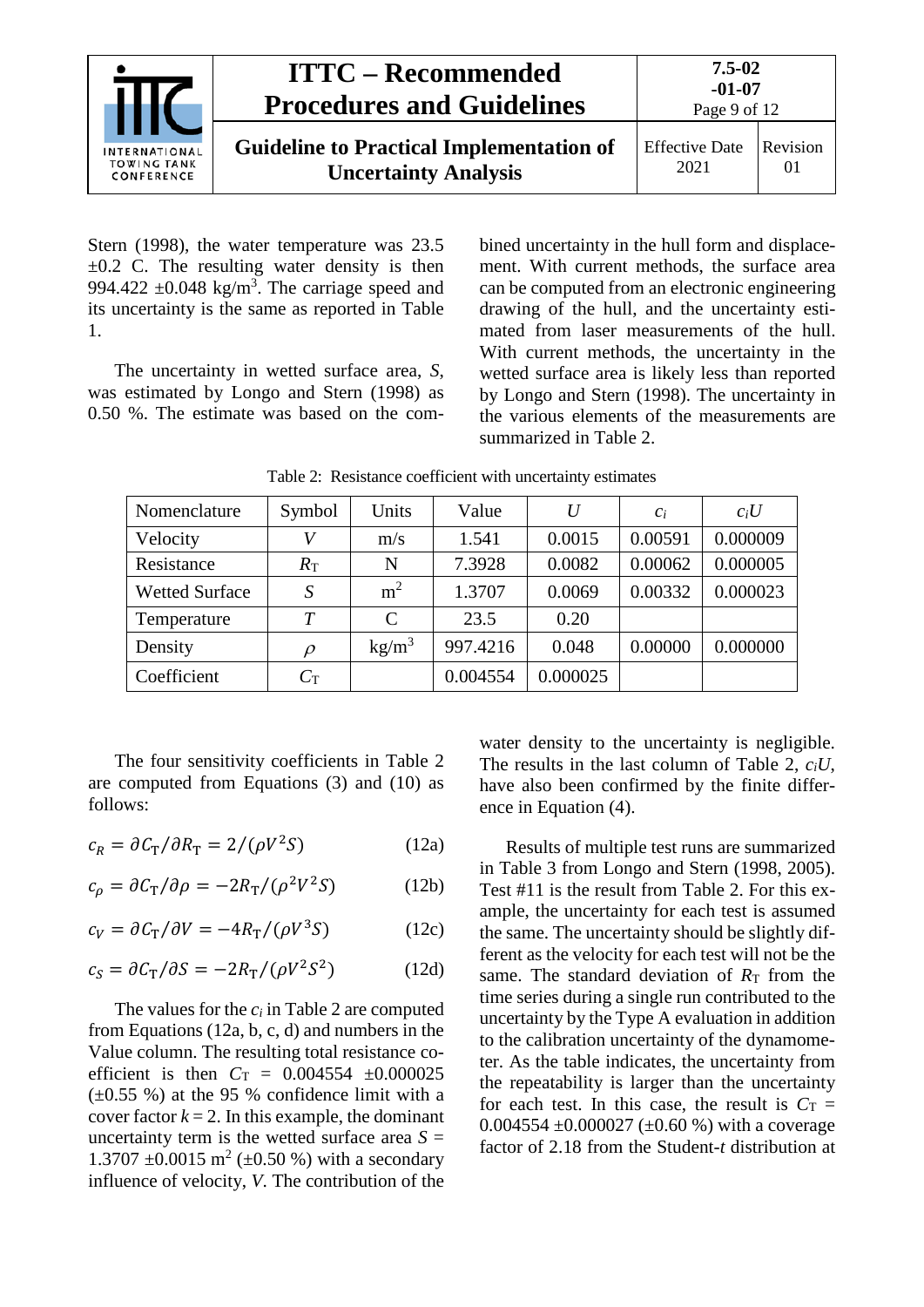Stern (1998), the water temperature was 23.5 ±0.2 C. The resulting water density is then 994.422 ±0.048 kg/m$^3$. The carriage speed and its uncertainty is the same as reported in Table 1.

The uncertainty in wetted surface area, $S$, was estimated by Longo and Stern (1998) as 0.50 %. The estimate was based on the combined uncertainty in the hull form and displacement. With current methods, the surface area can be computed from an electronic engineering drawing of the hull, and the uncertainty estimated from laser measurements of the hull. With current methods, the uncertainty in the wetted surface area is likely less than reported by Longo and Stern (1998). The uncertainty in the various elements of the measurements are summarized in Table 2.

Table 2: Resistance coefficient with uncertainty estimates

| Nomenclature | Symbol | Units | Value | $U$ | $c_i$ | $c_iU$ |
|---|---|---|---|---|---|---|
| Velocity | $V$ | m/s | 1.541 | 0.0015 | 0.00591 | 0.000009 |
| Resistance | $R_T$ | N | 7.3928 | 0.0082 | 0.00062 | 0.000005 |
| Wetted Surface | $S$ | m$^2$ | 1.3707 | 0.0069 | 0.00332 | 0.000023 |
| Temperature | $T$ | C | 23.5 | 0.20 | | |
| Density | $\rho$ | kg/m$^3$ | 997.4216 | 0.048 | 0.00000 | 0.000000 |
| Coefficient | $C_T$ | | 0.004554 | 0.000025 | | |

The four sensitivity coefficients in Table 2 are computed from Equations (3) and (10) as follows:

$$c_R = \partial C_T / \partial R_T = 2/(\rho V^2 S) \tag{12a}$$

$$c_\rho = \partial C_T / \partial \rho = -2R_T/(\rho^2 V^2 S) \tag{12b}$$

$$c_V = \partial C_T / \partial V = -4R_T/(\rho V^3 S) \tag{12c}$$

$$c_S = \partial C_T / \partial S = -2R_T/(\rho V^2 S^2) \tag{12d}$$

The values for the $c_i$ in Table 2 are computed from Equations (12a, b, c, d) and numbers in the Value column. The resulting total resistance coefficient is then $C_T$ = 0.004554 ±0.000025 (±0.55 %) at the 95 % confidence limit with a cover factor $k = 2$. In this example, the dominant uncertainty term is the wetted surface area $S$ = 1.3707 ±0.0015 m$^2$ (±0.50 %) with a secondary influence of velocity, $V$. The contribution of the water density to the uncertainty is negligible. The results in the last column of Table 2, $c_iU$, have also been confirmed by the finite difference in Equation (4).

Results of multiple test runs are summarized in Table 3 from Longo and Stern (1998, 2005). Test #11 is the result from Table 2. For this example, the uncertainty for each test is assumed the same. The uncertainty should be slightly different as the velocity for each test will not be the same. The standard deviation of $R_T$ from the time series during a single run contributed to the uncertainty by the Type A evaluation in addition to the calibration uncertainty of the dynamometer. As the table indicates, the uncertainty from the repeatability is larger than the uncertainty for each test. In this case, the result is $C_T$ = 0.004554 ±0.000027 (±0.60 %) with a coverage factor of 2.18 from the Student-$t$ distribution at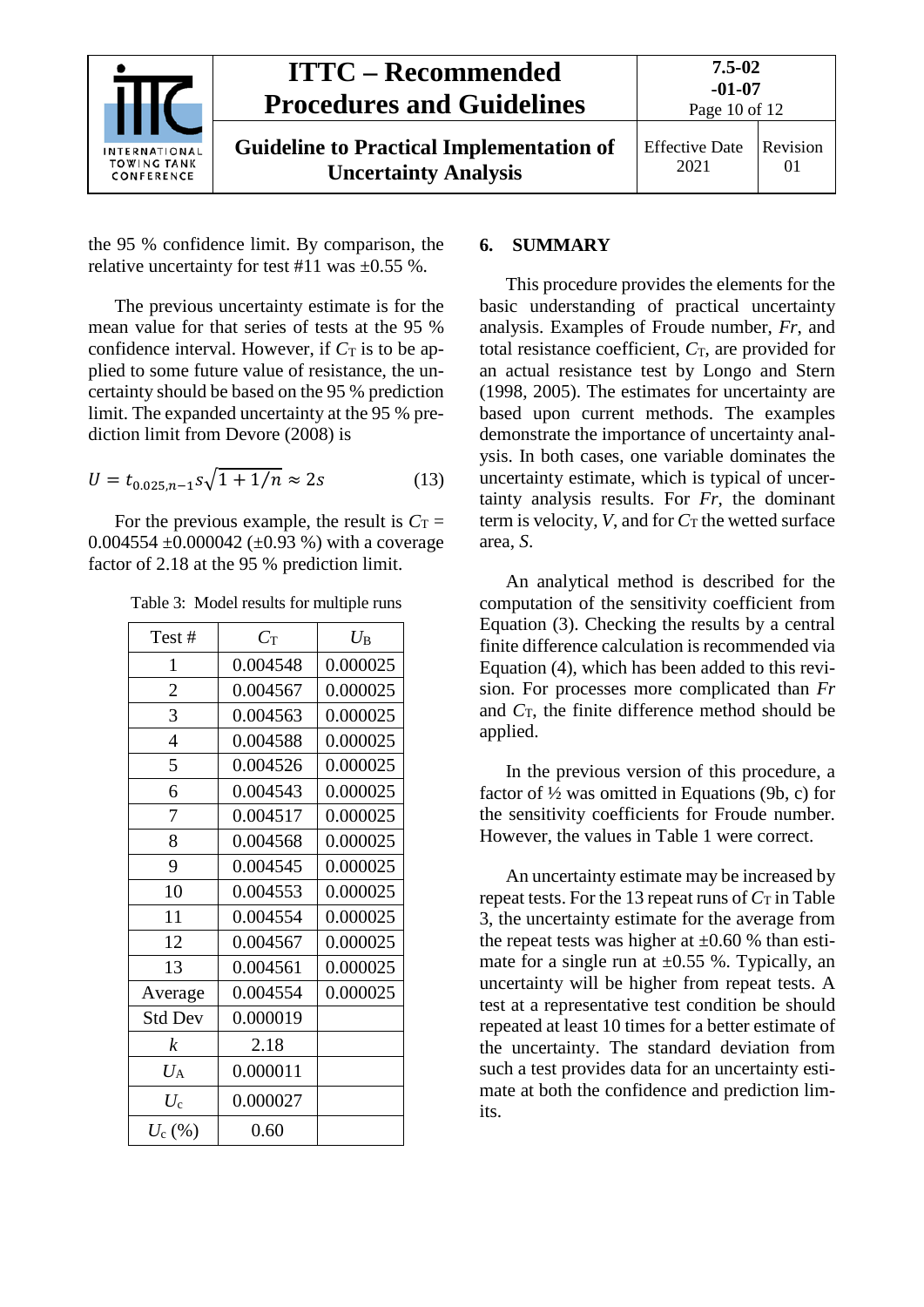the 95 % confidence limit. By comparison, the relative uncertainty for test #11 was ±0.55 %.

The previous uncertainty estimate is for the mean value for that series of tests at the 95 % confidence interval. However, if $C_T$ is to be applied to some future value of resistance, the uncertainty should be based on the 95 % prediction limit. The expanded uncertainty at the 95 % prediction limit from Devore (2008) is

$$U = t_{0.025,n-1} s\sqrt{1 + 1/n} \approx 2s \tag{13}$$

For the previous example, the result is $C_T$ = 0.004554 ±0.000042 (±0.93 %) with a coverage factor of 2.18 at the 95 % prediction limit.

Table 3: Model results for multiple runs

| Test # | $C_T$ | $U_B$ |
|---|---|---|
| 1 | 0.004548 | 0.000025 |
| 2 | 0.004567 | 0.000025 |
| 3 | 0.004563 | 0.000025 |
| 4 | 0.004588 | 0.000025 |
| 5 | 0.004526 | 0.000025 |
| 6 | 0.004543 | 0.000025 |
| 7 | 0.004517 | 0.000025 |
| 8 | 0.004568 | 0.000025 |
| 9 | 0.004545 | 0.000025 |
| 10 | 0.004553 | 0.000025 |
| 11 | 0.004554 | 0.000025 |
| 12 | 0.004567 | 0.000025 |
| 13 | 0.004561 | 0.000025 |
| Average | 0.004554 | 0.000025 |
| Std Dev | 0.000019 | |
| $k$ | 2.18 | |
| $U_A$ | 0.000011 | |
| $U_c$ | 0.000027 | |
| $U_c$ (%) | 0.60 | |

## 6. SUMMARY

This procedure provides the elements for the basic understanding of practical uncertainty analysis. Examples of Froude number, $Fr$, and total resistance coefficient, $C_T$, are provided for an actual resistance test by Longo and Stern (1998, 2005). The estimates for uncertainty are based upon current methods. The examples demonstrate the importance of uncertainty analysis. In both cases, one variable dominates the uncertainty estimate, which is typical of uncertainty analysis results. For $Fr$, the dominant term is velocity, $V$, and for $C_T$ the wetted surface area, $S$.

An analytical method is described for the computation of the sensitivity coefficient from Equation (3). Checking the results by a central finite difference calculation is recommended via Equation (4), which has been added to this revision. For processes more complicated than $Fr$ and $C_T$, the finite difference method should be applied.

In the previous version of this procedure, a factor of ½ was omitted in Equations (9b, c) for the sensitivity coefficients for Froude number. However, the values in Table 1 were correct.

An uncertainty estimate may be increased by repeat tests. For the 13 repeat runs of $C_T$ in Table 3, the uncertainty estimate for the average from the repeat tests was higher at ±0.60 % than estimate for a single run at ±0.55 %. Typically, an uncertainty will be higher from repeat tests. A test at a representative test condition be should repeated at least 10 times for a better estimate of the uncertainty. The standard deviation from such a test provides data for an uncertainty estimate at both the confidence and prediction limits.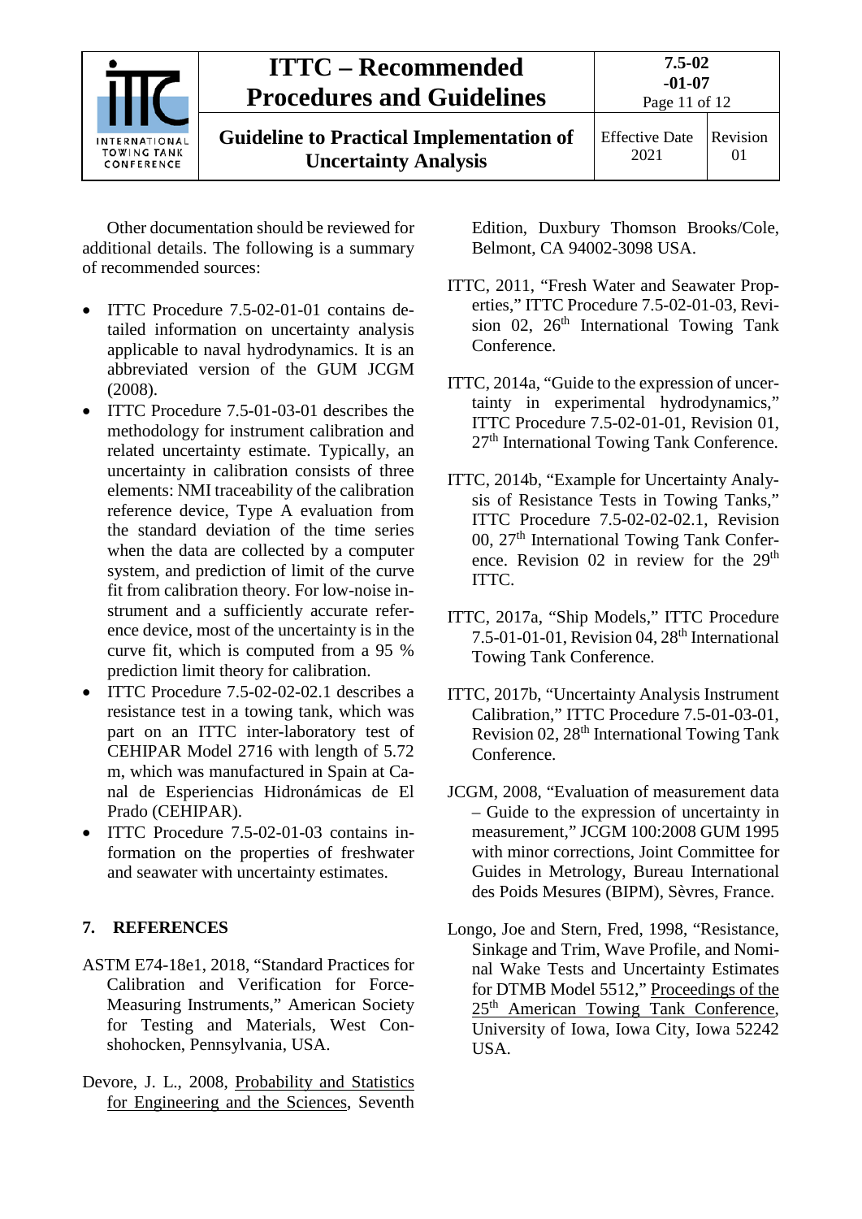Other documentation should be reviewed for additional details. The following is a summary of recommended sources:

- ITTC Procedure 7.5-02-01-01 contains detailed information on uncertainty analysis applicable to naval hydrodynamics. It is an abbreviated version of the GUM JCGM (2008).
- ITTC Procedure 7.5-01-03-01 describes the methodology for instrument calibration and related uncertainty estimate. Typically, an uncertainty in calibration consists of three elements: NMI traceability of the calibration reference device, Type A evaluation from the standard deviation of the time series when the data are collected by a computer system, and prediction of limit of the curve fit from calibration theory. For low-noise instrument and a sufficiently accurate reference device, most of the uncertainty is in the curve fit, which is computed from a 95 % prediction limit theory for calibration.
- ITTC Procedure 7.5-02-02-02.1 describes a resistance test in a towing tank, which was part on an ITTC inter-laboratory test of CEHIPAR Model 2716 with length of 5.72 m, which was manufactured in Spain at Canal de Esperiencias Hidronámicas de El Prado (CEHIPAR).
- ITTC Procedure 7.5-02-01-03 contains information on the properties of freshwater and seawater with uncertainty estimates.

## 7. REFERENCES

ASTM E74-18e1, 2018, "Standard Practices for Calibration and Verification for Force-Measuring Instruments," American Society for Testing and Materials, West Conshohocken, Pennsylvania, USA.

Devore, J. L., 2008, Probability and Statistics for Engineering and the Sciences, Seventh Edition, Duxbury Thomson Brooks/Cole, Belmont, CA 94002-3098 USA.

ITTC, 2011, "Fresh Water and Seawater Properties," ITTC Procedure 7.5-02-01-03, Revision 02, 26th International Towing Tank Conference.

ITTC, 2014a, "Guide to the expression of uncertainty in experimental hydrodynamics," ITTC Procedure 7.5-02-01-01, Revision 01, 27th International Towing Tank Conference.

ITTC, 2014b, "Example for Uncertainty Analysis of Resistance Tests in Towing Tanks," ITTC Procedure 7.5-02-02-02.1, Revision 00, 27th International Towing Tank Conference. Revision 02 in review for the 29th ITTC.

ITTC, 2017a, "Ship Models," ITTC Procedure 7.5-01-01-01, Revision 04, 28th International Towing Tank Conference.

ITTC, 2017b, "Uncertainty Analysis Instrument Calibration," ITTC Procedure 7.5-01-03-01, Revision 02, 28th International Towing Tank Conference.

JCGM, 2008, "Evaluation of measurement data – Guide to the expression of uncertainty in measurement," JCGM 100:2008 GUM 1995 with minor corrections, Joint Committee for Guides in Metrology, Bureau International des Poids Mesures (BIPM), Sèvres, France.

Longo, Joe and Stern, Fred, 1998, "Resistance, Sinkage and Trim, Wave Profile, and Nominal Wake Tests and Uncertainty Estimates for DTMB Model 5512," Proceedings of the 25th American Towing Tank Conference, University of Iowa, Iowa City, Iowa 52242 USA.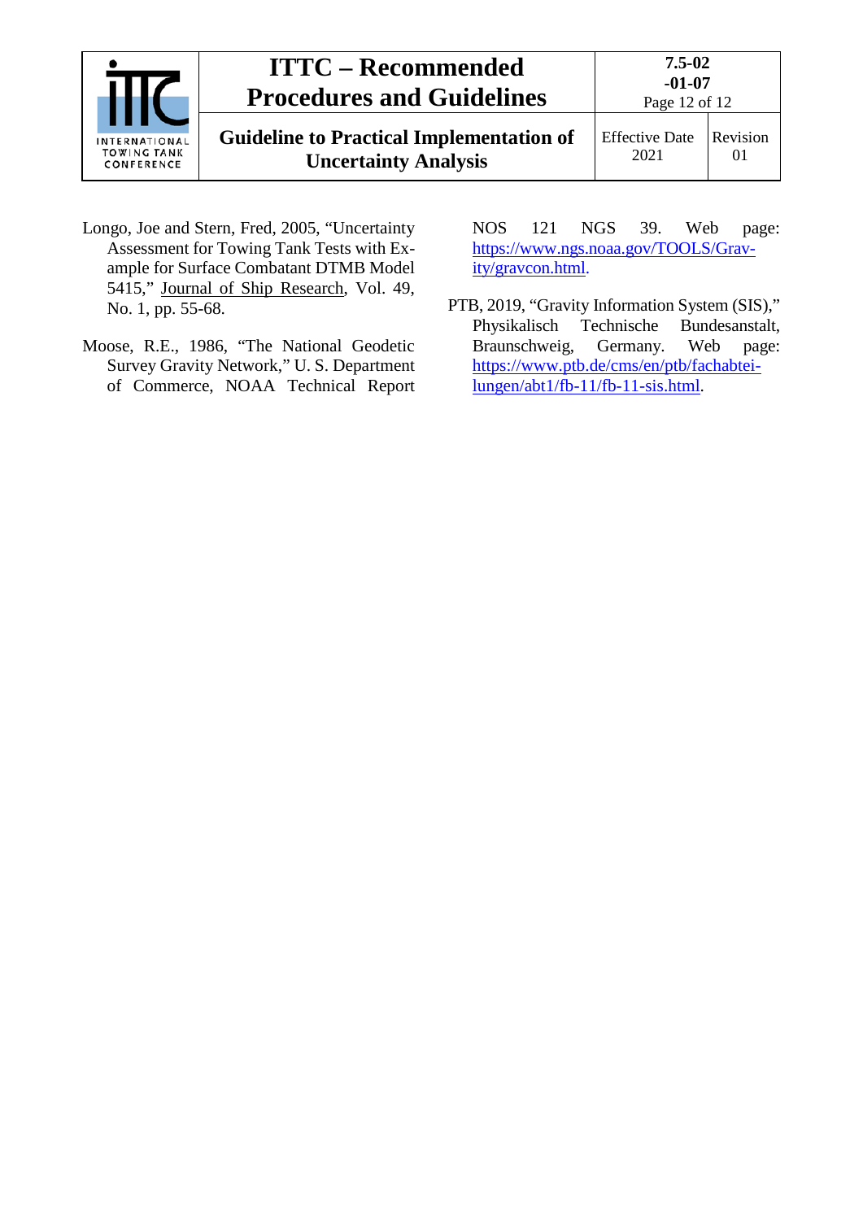Longo, Joe and Stern, Fred, 2005, "Uncertainty Assessment for Towing Tank Tests with Example for Surface Combatant DTMB Model 5415," Journal of Ship Research, Vol. 49, No. 1, pp. 55-68.

Moose, R.E., 1986, "The National Geodetic Survey Gravity Network," U. S. Department of Commerce, NOAA Technical Report NOS 121 NGS 39. Web page: https://www.ngs.noaa.gov/TOOLS/Gravity/gravcon.html.

PTB, 2019, "Gravity Information System (SIS)," Physikalisch Technische Bundesanstalt, Braunschweig, Germany. Web page: https://www.ptb.de/cms/en/ptb/fachabteilungen/abt1/fb-11/fb-11-sis.html.